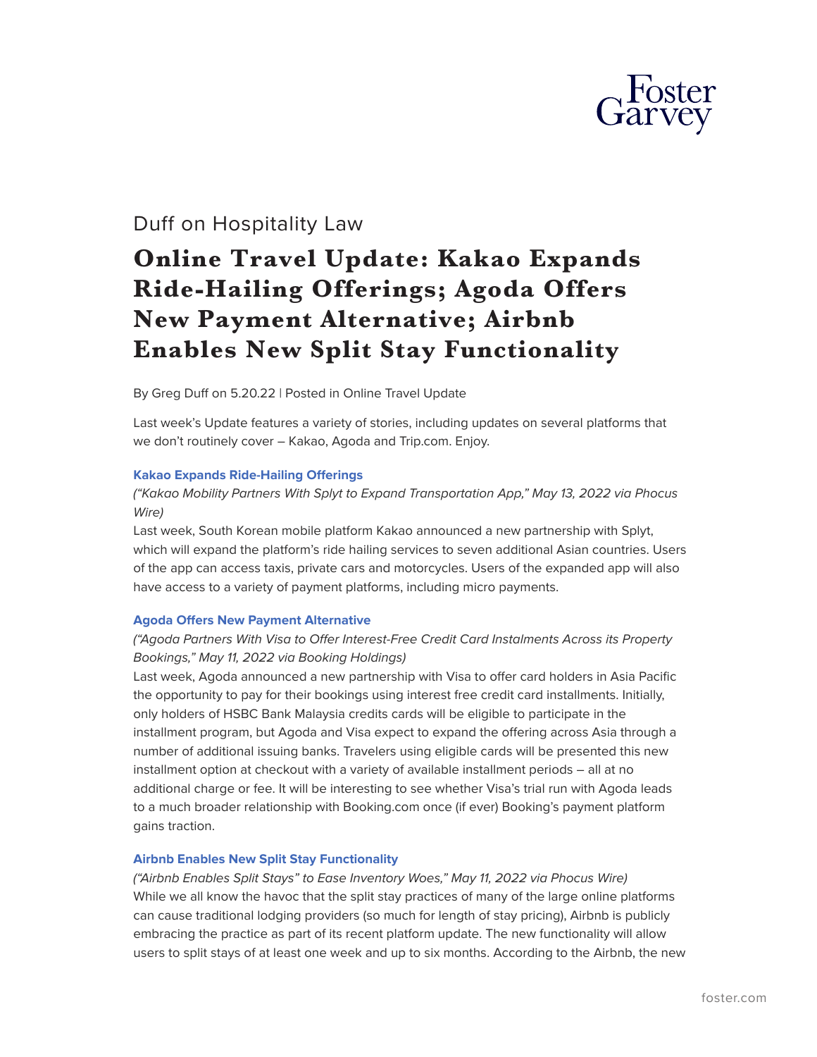Duff on Hospitality Law

# Online Travel Update: Kakao Expands Ride-Hailing Offerings; Agoda Offers New Payment Alternative; Airbnb Enables New Split Stay Functionality

By Greg Duff on 5.20.22 | Posted in Online Travel Update

Last week's Update features a variety of stories, including updates on several platforms that we don't routinely cover – Kakao, Agoda and Trip.com. Enjoy.

**Kakao Expands Ride-Hailing Offerings**

*("Kakao Mobility Partners With Splyt to Expand Transportation App," May 13, 2022 via Phocus Wire)*

Last week, South Korean mobile platform Kakao announced a new partnership with Splyt, which will expand the platform's ride hailing services to seven additional Asian countries. Users of the app can access taxis, private cars and motorcycles. Users of the expanded app will also have access to a variety of payment platforms, including micro payments.

**Agoda Offers New Payment Alternative**

*("Agoda Partners With Visa to Offer Interest-Free Credit Card Instalments Across its Property Bookings," May 11, 2022 via Booking Holdings)*

Last week, Agoda announced a new partnership with Visa to offer card holders in Asia Pacific the opportunity to pay for their bookings using interest free credit card installments. Initially, only holders of HSBC Bank Malaysia credits cards will be eligible to participate in the installment program, but Agoda and Visa expect to expand the offering across Asia through a number of additional issuing banks. Travelers using eligible cards will be presented this new installment option at checkout with a variety of available installment periods – all at no additional charge or fee. It will be interesting to see whether Visa's trial run with Agoda leads to a much broader relationship with Booking.com once (if ever) Booking's payment platform gains traction.

**Airbnb Enables New Split Stay Functionality**

*("Airbnb Enables Split Stays" to Ease Inventory Woes," May 11, 2022 via Phocus Wire)*

While we all know the havoc that the split stay practices of many of the large online platforms can cause traditional lodging providers (so much for length of stay pricing), Airbnb is publicly embracing the practice as part of its recent platform update. The new functionality will allow users to split stays of at least one week and up to six months. According to the Airbnb, the new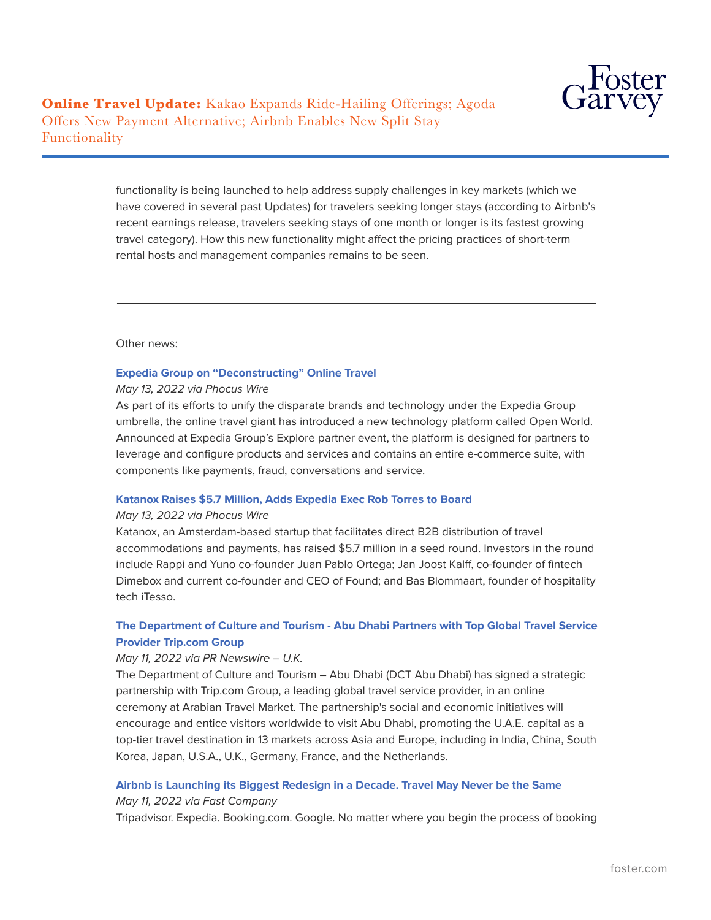functionality is being launched to help address supply challenges in key markets (which we have covered in several past Updates) for travelers seeking longer stays (according to Airbnb's recent earnings release, travelers seeking stays of one month or longer is its fastest growing travel category). How this new functionality might affect the pricing practices of short-term rental hosts and management companies remains to be seen.

---

Other news:

**Expedia Group on "Deconstructing" Online Travel**
*May 13, 2022 via Phocus Wire*
As part of its efforts to unify the disparate brands and technology under the Expedia Group umbrella, the online travel giant has introduced a new technology platform called Open World. Announced at Expedia Group's Explore partner event, the platform is designed for partners to leverage and configure products and services and contains an entire e-commerce suite, with components like payments, fraud, conversations and service.

**Katanox Raises $5.7 Million, Adds Expedia Exec Rob Torres to Board**
*May 13, 2022 via Phocus Wire*
Katanox, an Amsterdam-based startup that facilitates direct B2B distribution of travel accommodations and payments, has raised $5.7 million in a seed round. Investors in the round include Rappi and Yuno co-founder Juan Pablo Ortega; Jan Joost Kalff, co-founder of fintech Dimebox and current co-founder and CEO of Found; and Bas Blommaart, founder of hospitality tech iTesso.

**The Department of Culture and Tourism - Abu Dhabi Partners with Top Global Travel Service Provider Trip.com Group**
*May 11, 2022 via PR Newswire – U.K.*
The Department of Culture and Tourism – Abu Dhabi (DCT Abu Dhabi) has signed a strategic partnership with Trip.com Group, a leading global travel service provider, in an online ceremony at Arabian Travel Market. The partnership's social and economic initiatives will encourage and entice visitors worldwide to visit Abu Dhabi, promoting the U.A.E. capital as a top-tier travel destination in 13 markets across Asia and Europe, including in India, China, South Korea, Japan, U.S.A., U.K., Germany, France, and the Netherlands.

**Airbnb is Launching its Biggest Redesign in a Decade. Travel May Never be the Same**
*May 11, 2022 via Fast Company*
Tripadvisor. Expedia. Booking.com. Google. No matter where you begin the process of booking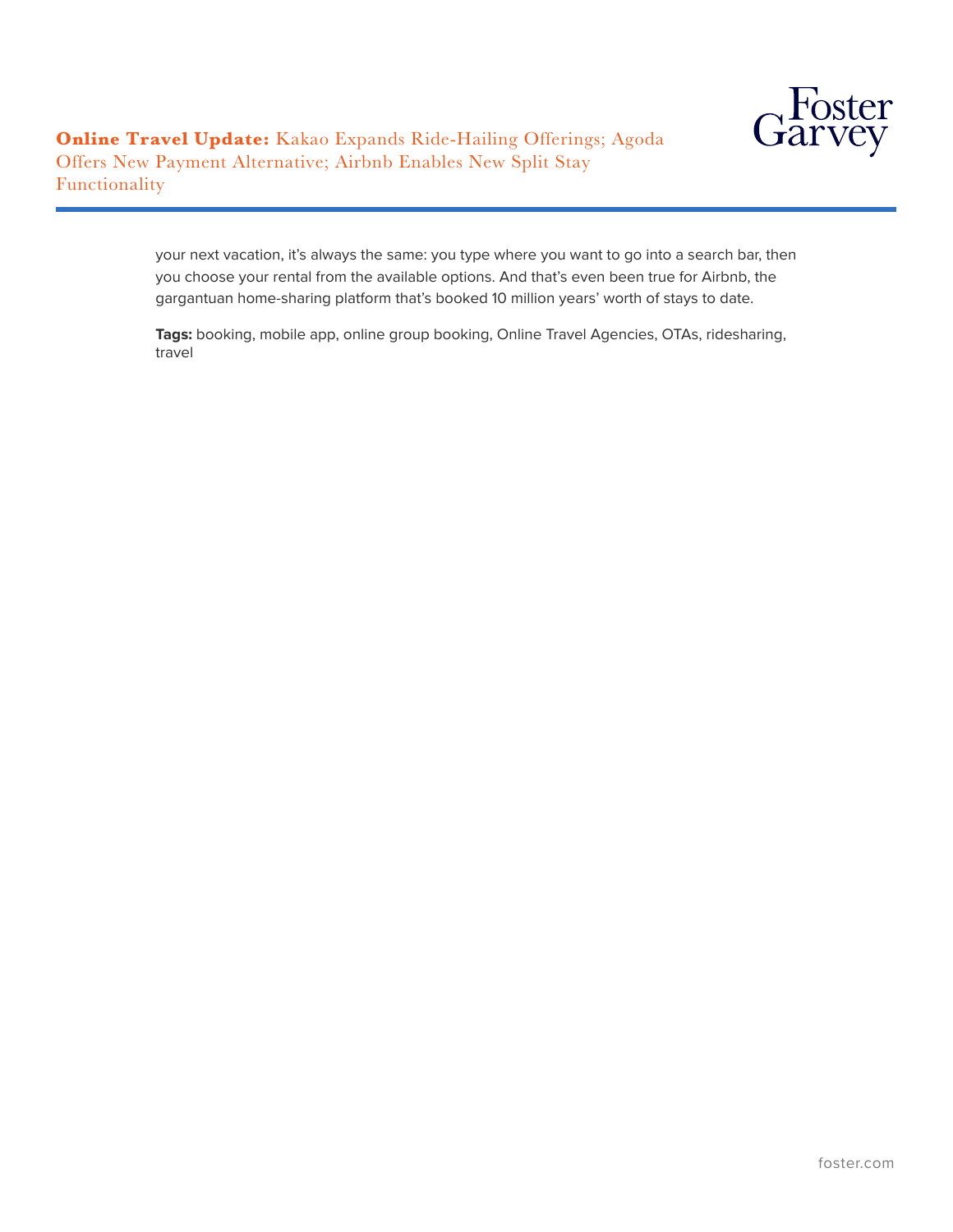your next vacation, it's always the same: you type where you want to go into a search bar, then you choose your rental from the available options. And that's even been true for Airbnb, the gargantuan home-sharing platform that's booked 10 million years' worth of stays to date.

**Tags:** booking, mobile app, online group booking, Online Travel Agencies, OTAs, ridesharing, travel